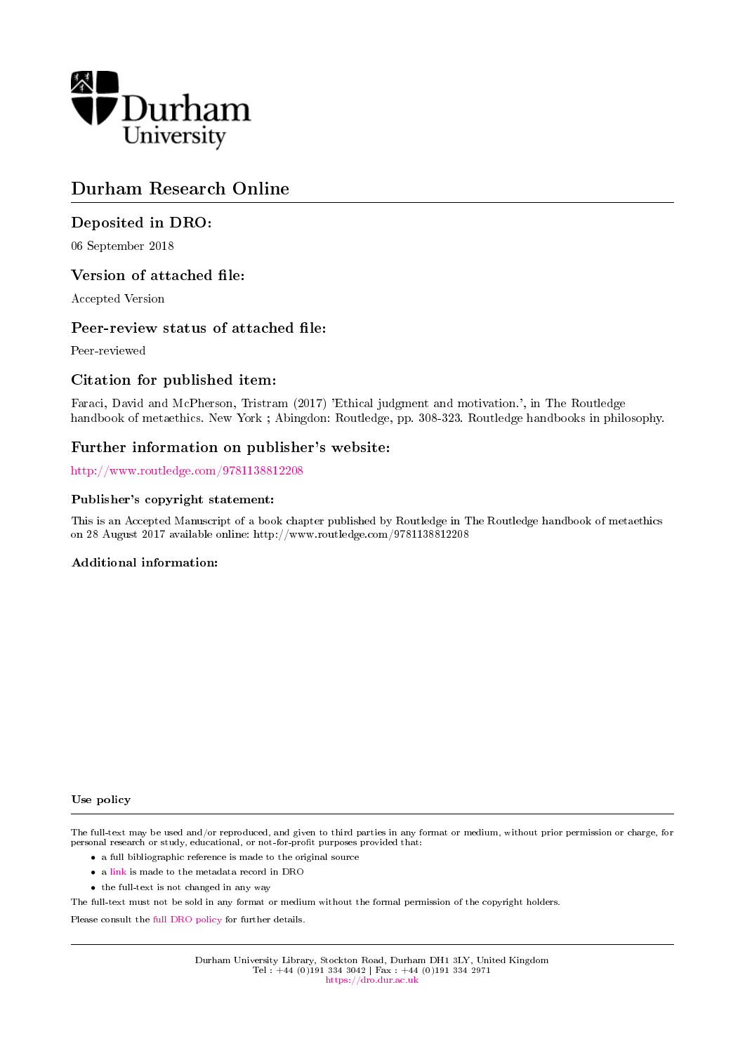Durham University

# Durham Research Online

## Deposited in DRO:

06 September 2018

## Version of attached file:

Accepted Version

## Peer-review status of attached file:

Peer-reviewed

## Citation for published item:

Faraci, David and McPherson, Tristram (2017) 'Ethical judgment and motivation.', in The Routledge handbook of metaethics. New York ; Abingdon: Routledge, pp. 308-323. Routledge handbooks in philosophy.

## Further information on publisher's website:

http://www.routledge.com/9781138812208

### Publisher's copyright statement:

This is an Accepted Manuscript of a book chapter published by Routledge in The Routledge handbook of metaethics on 28 August 2017 available online: http://www.routledge.com/9781138812208

### Additional information:

#### Use policy

The full-text may be used and/or reproduced, and given to third parties in any format or medium, without prior permission or charge, for personal research or study, educational, or not-for-profit purposes provided that:

- a full bibliographic reference is made to the original source
- a link is made to the metadata record in DRO
- the full-text is not changed in any way

The full-text must not be sold in any format or medium without the formal permission of the copyright holders.

Please consult the full DRO policy for further details.

Durham University Library, Stockton Road, Durham DH1 3LY, United Kingdom
Tel : +44 (0)191 334 3042 | Fax : +44 (0)191 334 2971
https://dro.dur.ac.uk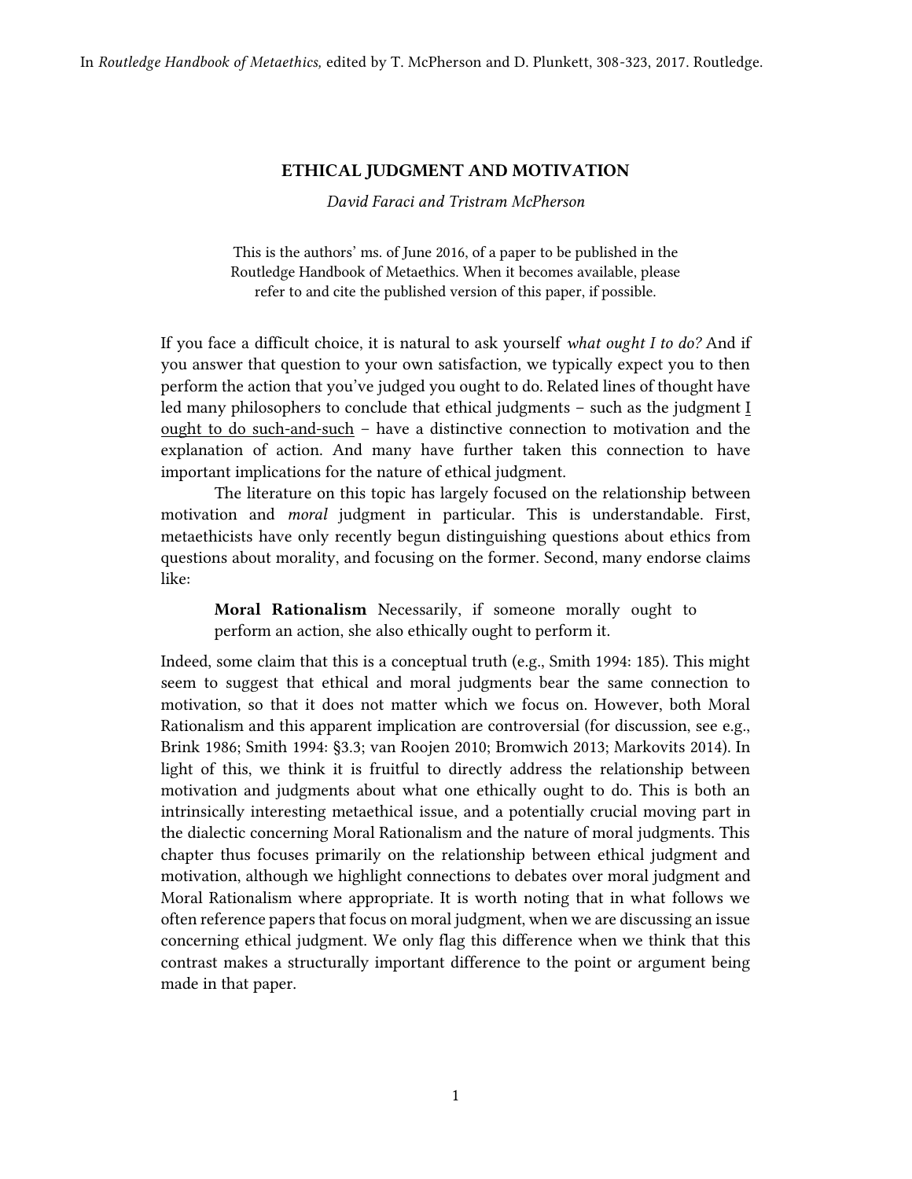In *Routledge Handbook of Metaethics,* edited by T. McPherson and D. Plunkett, 308-323, 2017. Routledge.

**ETHICAL JUDGMENT AND MOTIVATION**

*David Faraci and Tristram McPherson*

This is the authors' ms. of June 2016, of a paper to be published in the Routledge Handbook of Metaethics. When it becomes available, please refer to and cite the published version of this paper, if possible.

If you face a difficult choice, it is natural to ask yourself *what ought I to do?* And if you answer that question to your own satisfaction, we typically expect you to then perform the action that you've judged you ought to do. Related lines of thought have led many philosophers to conclude that ethical judgments – such as the judgment <u>I ought to do such-and-such</u> – have a distinctive connection to motivation and the explanation of action. And many have further taken this connection to have important implications for the nature of ethical judgment.

The literature on this topic has largely focused on the relationship between motivation and *moral* judgment in particular. This is understandable. First, metaethicists have only recently begun distinguishing questions about ethics from questions about morality, and focusing on the former. Second, many endorse claims like:

> **Moral Rationalism** Necessarily, if someone morally ought to perform an action, she also ethically ought to perform it.

Indeed, some claim that this is a conceptual truth (e.g., Smith 1994: 185). This might seem to suggest that ethical and moral judgments bear the same connection to motivation, so that it does not matter which we focus on. However, both Moral Rationalism and this apparent implication are controversial (for discussion, see e.g., Brink 1986; Smith 1994: §3.3; van Roojen 2010; Bromwich 2013; Markovits 2014). In light of this, we think it is fruitful to directly address the relationship between motivation and judgments about what one ethically ought to do. This is both an intrinsically interesting metaethical issue, and a potentially crucial moving part in the dialectic concerning Moral Rationalism and the nature of moral judgments. This chapter thus focuses primarily on the relationship between ethical judgment and motivation, although we highlight connections to debates over moral judgment and Moral Rationalism where appropriate. It is worth noting that in what follows we often reference papers that focus on moral judgment, when we are discussing an issue concerning ethical judgment. We only flag this difference when we think that this contrast makes a structurally important difference to the point or argument being made in that paper.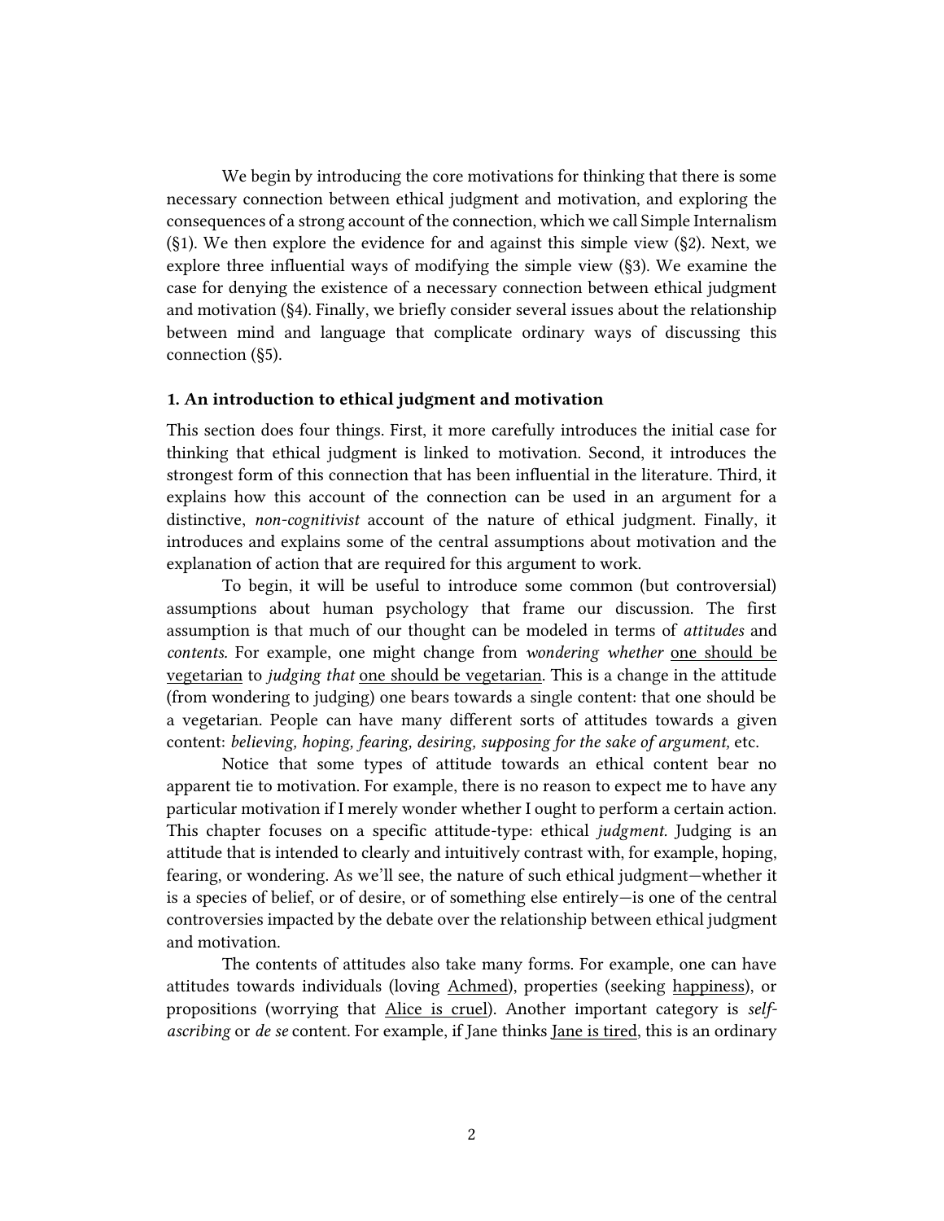We begin by introducing the core motivations for thinking that there is some necessary connection between ethical judgment and motivation, and exploring the consequences of a strong account of the connection, which we call Simple Internalism (§1). We then explore the evidence for and against this simple view (§2). Next, we explore three influential ways of modifying the simple view (§3). We examine the case for denying the existence of a necessary connection between ethical judgment and motivation (§4). Finally, we briefly consider several issues about the relationship between mind and language that complicate ordinary ways of discussing this connection (§5).

### 1. An introduction to ethical judgment and motivation

This section does four things. First, it more carefully introduces the initial case for thinking that ethical judgment is linked to motivation. Second, it introduces the strongest form of this connection that has been influential in the literature. Third, it explains how this account of the connection can be used in an argument for a distinctive, *non-cognitivist* account of the nature of ethical judgment. Finally, it introduces and explains some of the central assumptions about motivation and the explanation of action that are required for this argument to work.

To begin, it will be useful to introduce some common (but controversial) assumptions about human psychology that frame our discussion. The first assumption is that much of our thought can be modeled in terms of *attitudes* and *contents.* For example, one might change from *wondering whether* <u>one should be vegetarian</u> to *judging that* <u>one should be vegetarian</u>. This is a change in the attitude (from wondering to judging) one bears towards a single content: that one should be a vegetarian. People can have many different sorts of attitudes towards a given content: *believing, hoping, fearing, desiring, supposing for the sake of argument,* etc.

Notice that some types of attitude towards an ethical content bear no apparent tie to motivation. For example, there is no reason to expect me to have any particular motivation if I merely wonder whether I ought to perform a certain action. This chapter focuses on a specific attitude-type: ethical *judgment.* Judging is an attitude that is intended to clearly and intuitively contrast with, for example, hoping, fearing, or wondering. As we'll see, the nature of such ethical judgment—whether it is a species of belief, or of desire, or of something else entirely—is one of the central controversies impacted by the debate over the relationship between ethical judgment and motivation.

The contents of attitudes also take many forms. For example, one can have attitudes towards individuals (loving <u>Achmed</u>), properties (seeking <u>happiness</u>), or propositions (worrying that <u>Alice is cruel</u>). Another important category is *self-ascribing* or *de se* content. For example, if Jane thinks <u>Jane is tired</u>, this is an ordinary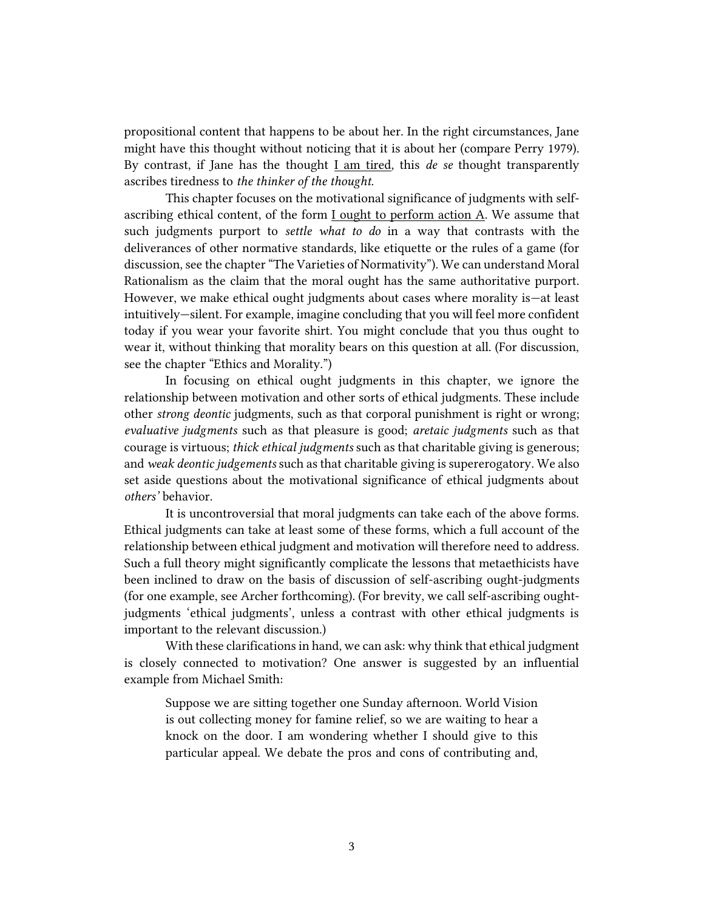propositional content that happens to be about her. In the right circumstances, Jane might have this thought without noticing that it is about her (compare Perry 1979). By contrast, if Jane has the thought <u>I am tired</u>, this *de se* thought transparently ascribes tiredness to *the thinker of the thought.*

This chapter focuses on the motivational significance of judgments with self-ascribing ethical content, of the form <u>I ought to perform action A</u>. We assume that such judgments purport to *settle what to do* in a way that contrasts with the deliverances of other normative standards, like etiquette or the rules of a game (for discussion, see the chapter "The Varieties of Normativity"). We can understand Moral Rationalism as the claim that the moral ought has the same authoritative purport. However, we make ethical ought judgments about cases where morality is—at least intuitively—silent. For example, imagine concluding that you will feel more confident today if you wear your favorite shirt. You might conclude that you thus ought to wear it, without thinking that morality bears on this question at all. (For discussion, see the chapter "Ethics and Morality.")

In focusing on ethical ought judgments in this chapter, we ignore the relationship between motivation and other sorts of ethical judgments. These include other *strong deontic* judgments, such as that corporal punishment is right or wrong; *evaluative judgments* such as that pleasure is good; *aretaic judgments* such as that courage is virtuous; *thick ethical judgments* such as that charitable giving is generous; and *weak deontic judgements* such as that charitable giving is supererogatory. We also set aside questions about the motivational significance of ethical judgments about *others'* behavior.

It is uncontroversial that moral judgments can take each of the above forms. Ethical judgments can take at least some of these forms, which a full account of the relationship between ethical judgment and motivation will therefore need to address. Such a full theory might significantly complicate the lessons that metaethicists have been inclined to draw on the basis of discussion of self-ascribing ought-judgments (for one example, see Archer forthcoming). (For brevity, we call self-ascribing ought-judgments 'ethical judgments', unless a contrast with other ethical judgments is important to the relevant discussion.)

With these clarifications in hand, we can ask: why think that ethical judgment is closely connected to motivation? One answer is suggested by an influential example from Michael Smith:

> Suppose we are sitting together one Sunday afternoon. World Vision is out collecting money for famine relief, so we are waiting to hear a knock on the door. I am wondering whether I should give to this particular appeal. We debate the pros and cons of contributing and,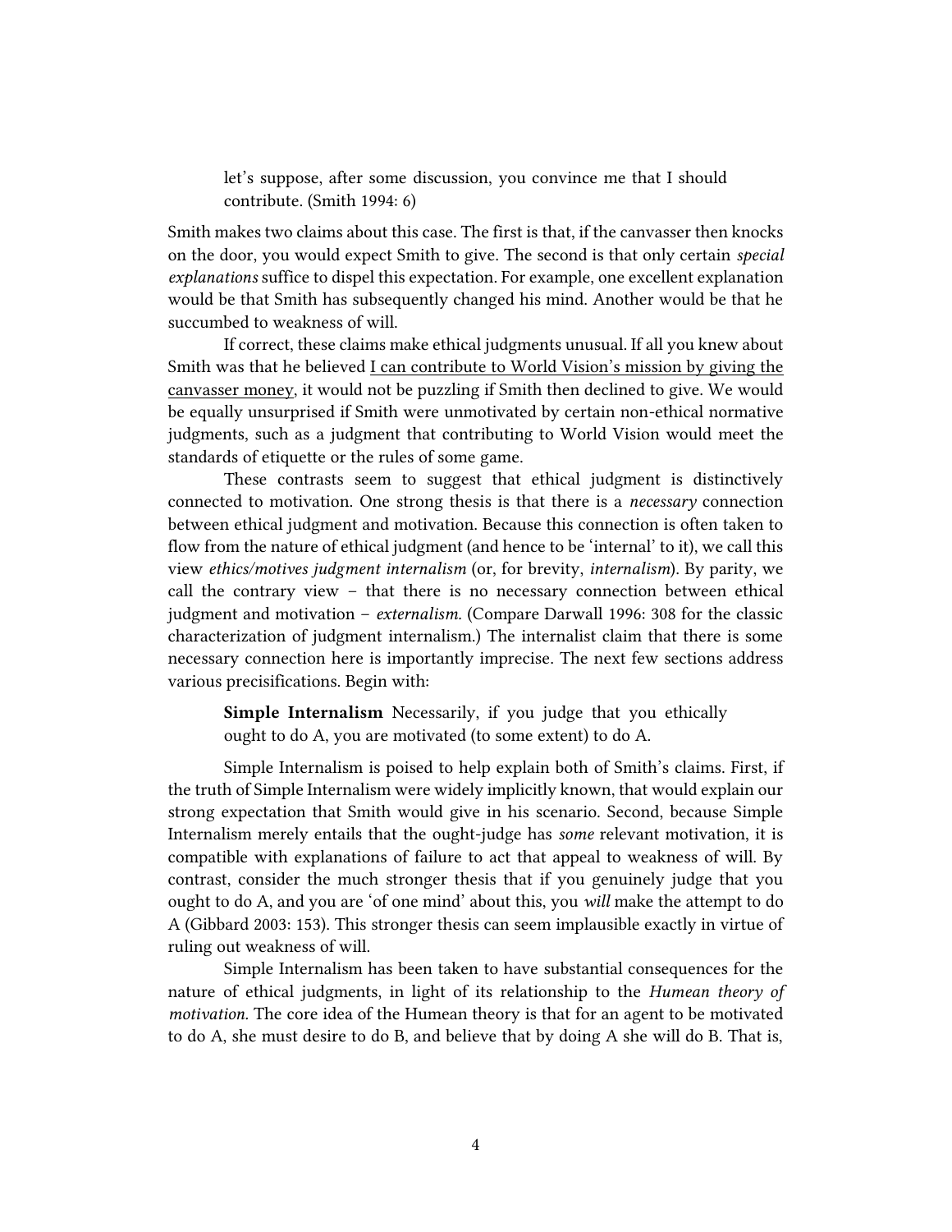> let's suppose, after some discussion, you convince me that I should contribute. (Smith 1994: 6)

Smith makes two claims about this case. The first is that, if the canvasser then knocks on the door, you would expect Smith to give. The second is that only certain *special explanations* suffice to dispel this expectation. For example, one excellent explanation would be that Smith has subsequently changed his mind. Another would be that he succumbed to weakness of will.

If correct, these claims make ethical judgments unusual. If all you knew about Smith was that he believed <u>I can contribute to World Vision's mission by giving the canvasser money</u>, it would not be puzzling if Smith then declined to give. We would be equally unsurprised if Smith were unmotivated by certain non-ethical normative judgments, such as a judgment that contributing to World Vision would meet the standards of etiquette or the rules of some game.

These contrasts seem to suggest that ethical judgment is distinctively connected to motivation. One strong thesis is that there is a *necessary* connection between ethical judgment and motivation. Because this connection is often taken to flow from the nature of ethical judgment (and hence to be 'internal' to it), we call this view *ethics/motives judgment internalism* (or, for brevity, *internalism*). By parity, we call the contrary view – that there is no necessary connection between ethical judgment and motivation – *externalism.* (Compare Darwall 1996: 308 for the classic characterization of judgment internalism.) The internalist claim that there is some necessary connection here is importantly imprecise. The next few sections address various precisifications. Begin with:

> **Simple Internalism** Necessarily, if you judge that you ethically ought to do A, you are motivated (to some extent) to do A.

Simple Internalism is poised to help explain both of Smith's claims. First, if the truth of Simple Internalism were widely implicitly known, that would explain our strong expectation that Smith would give in his scenario. Second, because Simple Internalism merely entails that the ought-judge has *some* relevant motivation, it is compatible with explanations of failure to act that appeal to weakness of will. By contrast, consider the much stronger thesis that if you genuinely judge that you ought to do A, and you are 'of one mind' about this, you *will* make the attempt to do A (Gibbard 2003: 153). This stronger thesis can seem implausible exactly in virtue of ruling out weakness of will.

Simple Internalism has been taken to have substantial consequences for the nature of ethical judgments, in light of its relationship to the *Humean theory of motivation.* The core idea of the Humean theory is that for an agent to be motivated to do A, she must desire to do B, and believe that by doing A she will do B. That is,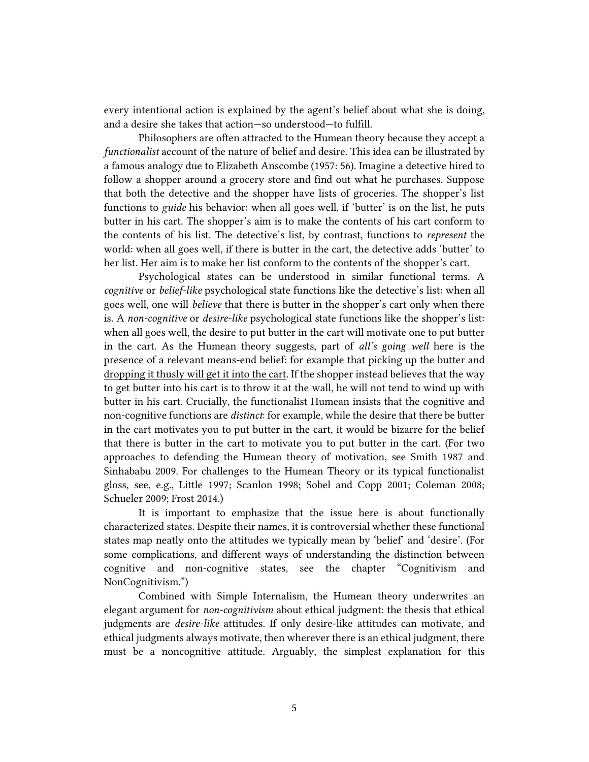every intentional action is explained by the agent's belief about what she is doing, and a desire she takes that action—so understood—to fulfill.

Philosophers are often attracted to the Humean theory because they accept a *functionalist* account of the nature of belief and desire. This idea can be illustrated by a famous analogy due to Elizabeth Anscombe (1957: 56). Imagine a detective hired to follow a shopper around a grocery store and find out what he purchases. Suppose that both the detective and the shopper have lists of groceries. The shopper's list functions to *guide* his behavior: when all goes well, if 'butter' is on the list, he puts butter in his cart. The shopper's aim is to make the contents of his cart conform to the contents of his list. The detective's list, by contrast, functions to *represent* the world: when all goes well, if there is butter in the cart, the detective adds 'butter' to her list. Her aim is to make her list conform to the contents of the shopper's cart.

Psychological states can be understood in similar functional terms. A *cognitive* or *belief-like* psychological state functions like the detective's list: when all goes well, one will *believe* that there is butter in the shopper's cart only when there is. A *non-cognitive* or *desire-like* psychological state functions like the shopper's list: when all goes well, the desire to put butter in the cart will motivate one to put butter in the cart. As the Humean theory suggests, part of *all's going well* here is the presence of a relevant means-end belief: for example <u>that picking up the butter and dropping it thusly will get it into the cart</u>. If the shopper instead believes that the way to get butter into his cart is to throw it at the wall, he will not tend to wind up with butter in his cart. Crucially, the functionalist Humean insists that the cognitive and non-cognitive functions are *distinct*: for example, while the desire that there be butter in the cart motivates you to put butter in the cart, it would be bizarre for the belief that there is butter in the cart to motivate you to put butter in the cart. (For two approaches to defending the Humean theory of motivation, see Smith 1987 and Sinhababu 2009. For challenges to the Humean Theory or its typical functionalist gloss, see, e.g., Little 1997; Scanlon 1998; Sobel and Copp 2001; Coleman 2008; Schueler 2009; Frost 2014.)

It is important to emphasize that the issue here is about functionally characterized states. Despite their names, it is controversial whether these functional states map neatly onto the attitudes we typically mean by 'belief' and 'desire'. (For some complications, and different ways of understanding the distinction between cognitive and non-cognitive states, see the chapter "Cognitivism and NonCognitivism.")

Combined with Simple Internalism, the Humean theory underwrites an elegant argument for *non-cognitivism* about ethical judgment: the thesis that ethical judgments are *desire-like* attitudes. If only desire-like attitudes can motivate, and ethical judgments always motivate, then wherever there is an ethical judgment, there must be a noncognitive attitude. Arguably, the simplest explanation for this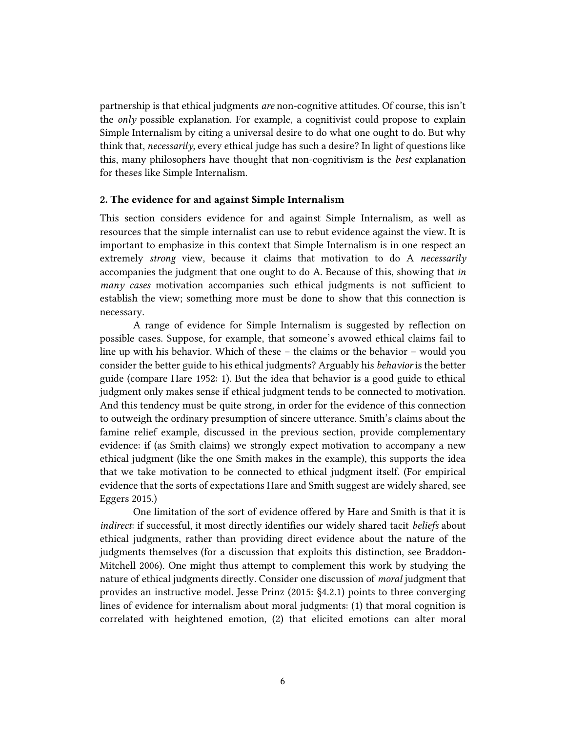partnership is that ethical judgments *are* non-cognitive attitudes. Of course, this isn't the *only* possible explanation. For example, a cognitivist could propose to explain Simple Internalism by citing a universal desire to do what one ought to do. But why think that, *necessarily,* every ethical judge has such a desire? In light of questions like this, many philosophers have thought that non-cognitivism is the *best* explanation for theses like Simple Internalism.

## 2. The evidence for and against Simple Internalism

This section considers evidence for and against Simple Internalism, as well as resources that the simple internalist can use to rebut evidence against the view. It is important to emphasize in this context that Simple Internalism is in one respect an extremely *strong* view, because it claims that motivation to do A *necessarily* accompanies the judgment that one ought to do A. Because of this, showing that *in many cases* motivation accompanies such ethical judgments is not sufficient to establish the view; something more must be done to show that this connection is necessary.

A range of evidence for Simple Internalism is suggested by reflection on possible cases. Suppose, for example, that someone's avowed ethical claims fail to line up with his behavior. Which of these – the claims or the behavior – would you consider the better guide to his ethical judgments? Arguably his *behavior* is the better guide (compare Hare 1952: 1). But the idea that behavior is a good guide to ethical judgment only makes sense if ethical judgment tends to be connected to motivation. And this tendency must be quite strong, in order for the evidence of this connection to outweigh the ordinary presumption of sincere utterance. Smith's claims about the famine relief example, discussed in the previous section, provide complementary evidence: if (as Smith claims) we strongly expect motivation to accompany a new ethical judgment (like the one Smith makes in the example), this supports the idea that we take motivation to be connected to ethical judgment itself. (For empirical evidence that the sorts of expectations Hare and Smith suggest are widely shared, see Eggers 2015.)

One limitation of the sort of evidence offered by Hare and Smith is that it is *indirect*: if successful, it most directly identifies our widely shared tacit *beliefs* about ethical judgments, rather than providing direct evidence about the nature of the judgments themselves (for a discussion that exploits this distinction, see Braddon-Mitchell 2006). One might thus attempt to complement this work by studying the nature of ethical judgments directly. Consider one discussion of *moral* judgment that provides an instructive model. Jesse Prinz (2015: §4.2.1) points to three converging lines of evidence for internalism about moral judgments: (1) that moral cognition is correlated with heightened emotion, (2) that elicited emotions can alter moral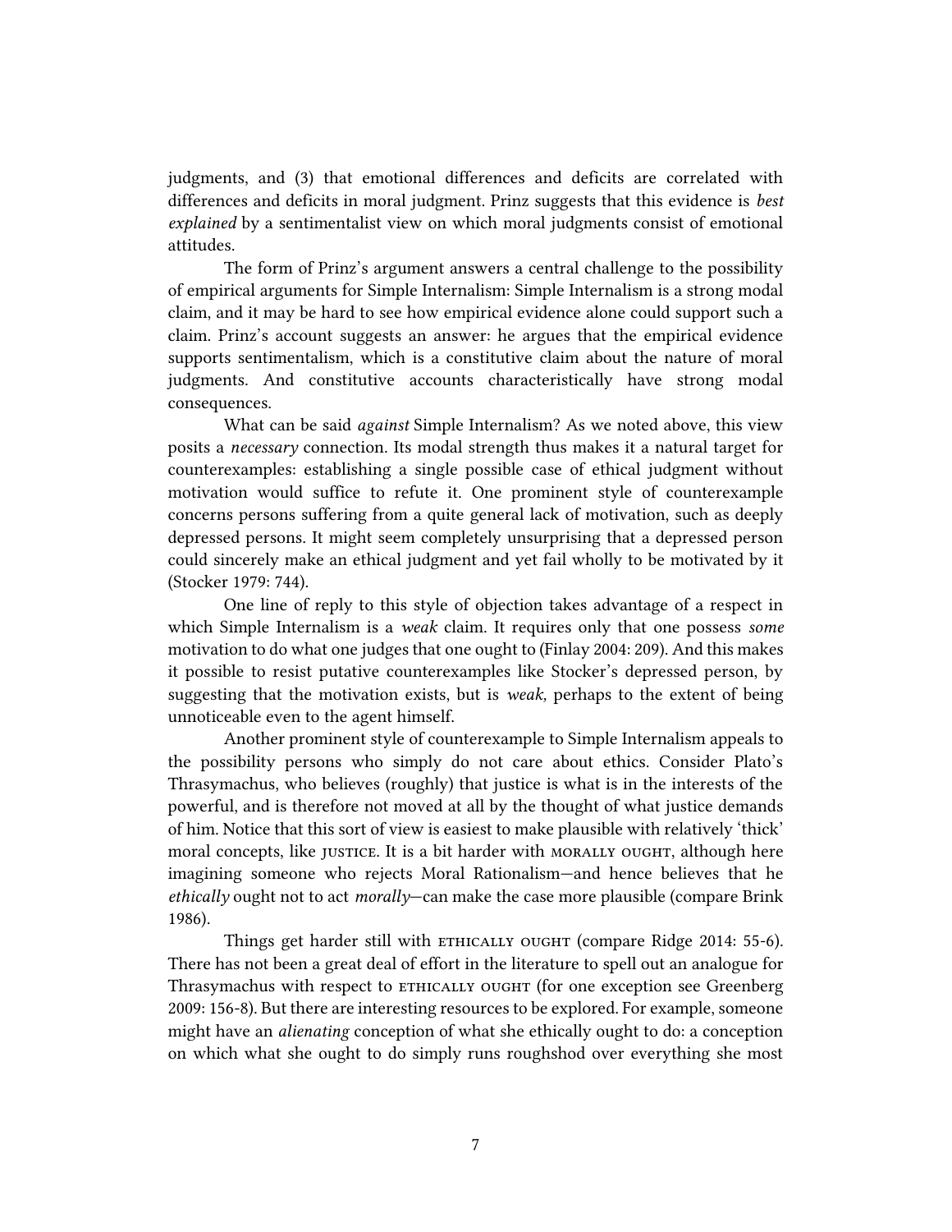judgments, and (3) that emotional differences and deficits are correlated with differences and deficits in moral judgment. Prinz suggests that this evidence is *best explained* by a sentimentalist view on which moral judgments consist of emotional attitudes.

The form of Prinz's argument answers a central challenge to the possibility of empirical arguments for Simple Internalism: Simple Internalism is a strong modal claim, and it may be hard to see how empirical evidence alone could support such a claim. Prinz's account suggests an answer: he argues that the empirical evidence supports sentimentalism, which is a constitutive claim about the nature of moral judgments. And constitutive accounts characteristically have strong modal consequences.

What can be said *against* Simple Internalism? As we noted above, this view posits a *necessary* connection. Its modal strength thus makes it a natural target for counterexamples: establishing a single possible case of ethical judgment without motivation would suffice to refute it. One prominent style of counterexample concerns persons suffering from a quite general lack of motivation, such as deeply depressed persons. It might seem completely unsurprising that a depressed person could sincerely make an ethical judgment and yet fail wholly to be motivated by it (Stocker 1979: 744).

One line of reply to this style of objection takes advantage of a respect in which Simple Internalism is a *weak* claim. It requires only that one possess *some* motivation to do what one judges that one ought to (Finlay 2004: 209). And this makes it possible to resist putative counterexamples like Stocker's depressed person, by suggesting that the motivation exists, but is *weak,* perhaps to the extent of being unnoticeable even to the agent himself.

Another prominent style of counterexample to Simple Internalism appeals to the possibility persons who simply do not care about ethics. Consider Plato's Thrasymachus, who believes (roughly) that justice is what is in the interests of the powerful, and is therefore not moved at all by the thought of what justice demands of him. Notice that this sort of view is easiest to make plausible with relatively 'thick' moral concepts, like JUSTICE. It is a bit harder with MORALLY OUGHT, although here imagining someone who rejects Moral Rationalism—and hence believes that he *ethically* ought not to act *morally*—can make the case more plausible (compare Brink 1986).

Things get harder still with ETHICALLY OUGHT (compare Ridge 2014: 55-6). There has not been a great deal of effort in the literature to spell out an analogue for Thrasymachus with respect to ETHICALLY OUGHT (for one exception see Greenberg 2009: 156-8). But there are interesting resources to be explored. For example, someone might have an *alienating* conception of what she ethically ought to do: a conception on which what she ought to do simply runs roughshod over everything she most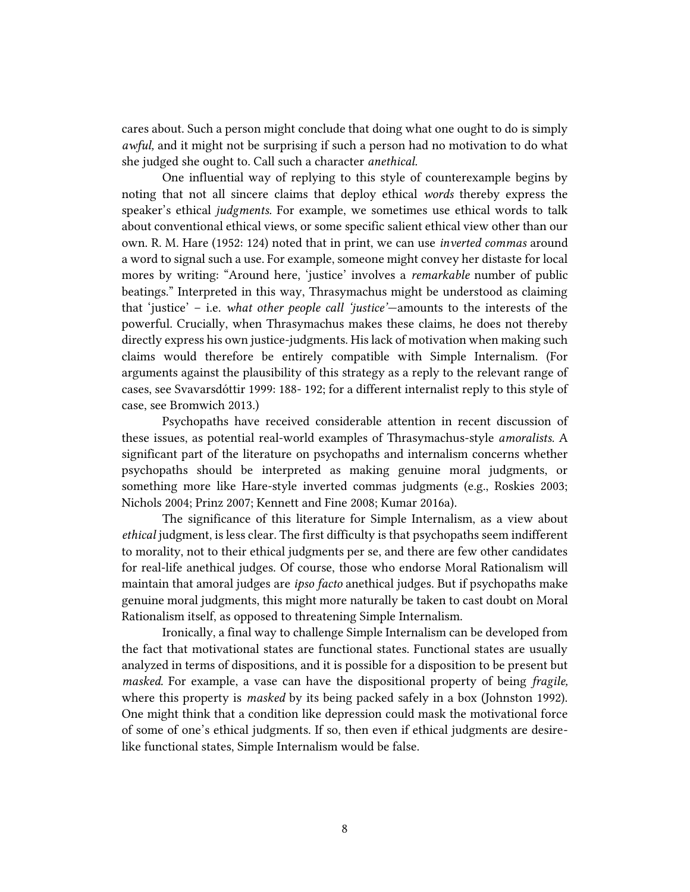cares about. Such a person might conclude that doing what one ought to do is simply *awful,* and it might not be surprising if such a person had no motivation to do what she judged she ought to. Call such a character *anethical.*

One influential way of replying to this style of counterexample begins by noting that not all sincere claims that deploy ethical *words* thereby express the speaker's ethical *judgments*. For example, we sometimes use ethical words to talk about conventional ethical views, or some specific salient ethical view other than our own. R. M. Hare (1952: 124) noted that in print, we can use *inverted commas* around a word to signal such a use. For example, someone might convey her distaste for local mores by writing: "Around here, 'justice' involves a *remarkable* number of public beatings." Interpreted in this way, Thrasymachus might be understood as claiming that 'justice' – i.e. *what other people call 'justice'*—amounts to the interests of the powerful. Crucially, when Thrasymachus makes these claims, he does not thereby directly express his own justice-judgments. His lack of motivation when making such claims would therefore be entirely compatible with Simple Internalism. (For arguments against the plausibility of this strategy as a reply to the relevant range of cases, see Svavarsdóttir 1999: 188- 192; for a different internalist reply to this style of case, see Bromwich 2013.)

Psychopaths have received considerable attention in recent discussion of these issues, as potential real-world examples of Thrasymachus-style *amoralists*. A significant part of the literature on psychopaths and internalism concerns whether psychopaths should be interpreted as making genuine moral judgments, or something more like Hare-style inverted commas judgments (e.g., Roskies 2003; Nichols 2004; Prinz 2007; Kennett and Fine 2008; Kumar 2016a).

The significance of this literature for Simple Internalism, as a view about *ethical* judgment, is less clear. The first difficulty is that psychopaths seem indifferent to morality, not to their ethical judgments per se, and there are few other candidates for real-life anethical judges. Of course, those who endorse Moral Rationalism will maintain that amoral judges are *ipso facto* anethical judges. But if psychopaths make genuine moral judgments, this might more naturally be taken to cast doubt on Moral Rationalism itself, as opposed to threatening Simple Internalism.

Ironically, a final way to challenge Simple Internalism can be developed from the fact that motivational states are functional states. Functional states are usually analyzed in terms of dispositions, and it is possible for a disposition to be present but *masked.* For example, a vase can have the dispositional property of being *fragile,* where this property is *masked* by its being packed safely in a box (Johnston 1992). One might think that a condition like depression could mask the motivational force of some of one's ethical judgments. If so, then even if ethical judgments are desire-like functional states, Simple Internalism would be false.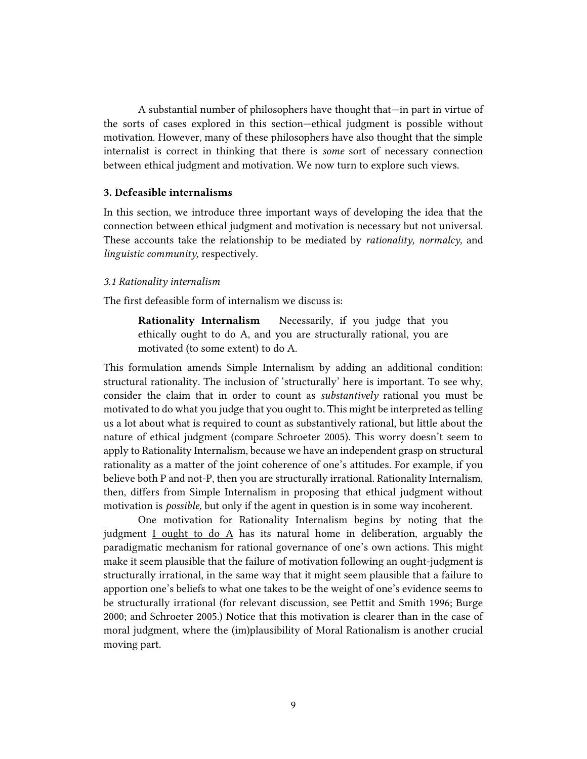A substantial number of philosophers have thought that—in part in virtue of the sorts of cases explored in this section—ethical judgment is possible without motivation. However, many of these philosophers have also thought that the simple internalist is correct in thinking that there is *some* sort of necessary connection between ethical judgment and motivation. We now turn to explore such views.

### 3. Defeasible internalisms

In this section, we introduce three important ways of developing the idea that the connection between ethical judgment and motivation is necessary but not universal. These accounts take the relationship to be mediated by *rationality, normalcy,* and *linguistic community,* respectively.

#### *3.1 Rationality internalism*

The first defeasible form of internalism we discuss is:

> **Rationality Internalism** Necessarily, if you judge that you ethically ought to do A, and you are structurally rational, you are motivated (to some extent) to do A.

This formulation amends Simple Internalism by adding an additional condition: structural rationality. The inclusion of 'structurally' here is important. To see why, consider the claim that in order to count as *substantively* rational you must be motivated to do what you judge that you ought to. This might be interpreted as telling us a lot about what is required to count as substantively rational, but little about the nature of ethical judgment (compare Schroeter 2005). This worry doesn't seem to apply to Rationality Internalism, because we have an independent grasp on structural rationality as a matter of the joint coherence of one's attitudes. For example, if you believe both P and not-P, then you are structurally irrational. Rationality Internalism, then, differs from Simple Internalism in proposing that ethical judgment without motivation is *possible,* but only if the agent in question is in some way incoherent.

One motivation for Rationality Internalism begins by noting that the judgment <u>I ought to do A</u> has its natural home in deliberation, arguably the paradigmatic mechanism for rational governance of one's own actions. This might make it seem plausible that the failure of motivation following an ought-judgment is structurally irrational, in the same way that it might seem plausible that a failure to apportion one's beliefs to what one takes to be the weight of one's evidence seems to be structurally irrational (for relevant discussion, see Pettit and Smith 1996; Burge 2000; and Schroeter 2005.) Notice that this motivation is clearer than in the case of moral judgment, where the (im)plausibility of Moral Rationalism is another crucial moving part.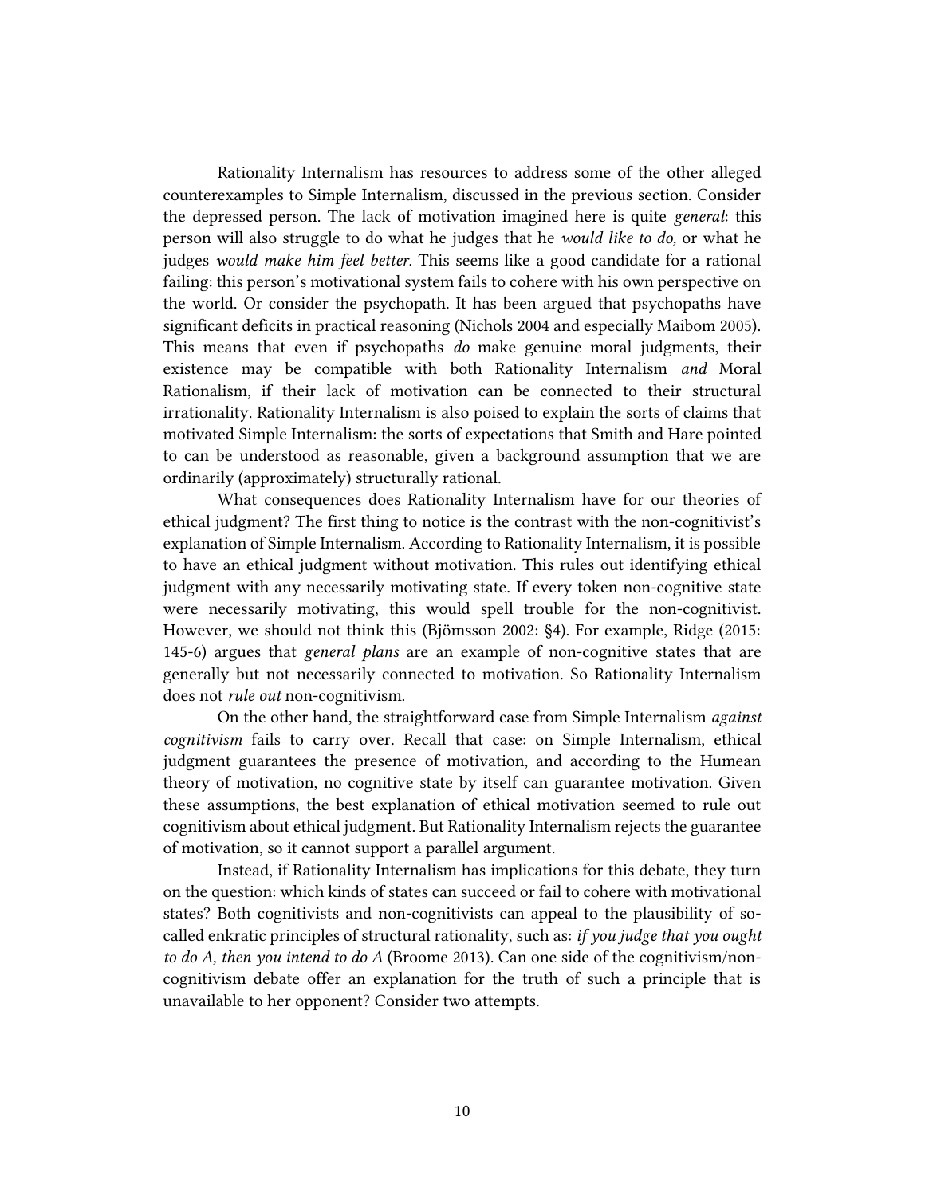Rationality Internalism has resources to address some of the other alleged counterexamples to Simple Internalism, discussed in the previous section. Consider the depressed person. The lack of motivation imagined here is quite *general*: this person will also struggle to do what he judges that he *would like to do,* or what he judges *would make him feel better.* This seems like a good candidate for a rational failing: this person's motivational system fails to cohere with his own perspective on the world. Or consider the psychopath. It has been argued that psychopaths have significant deficits in practical reasoning (Nichols 2004 and especially Maibom 2005). This means that even if psychopaths *do* make genuine moral judgments, their existence may be compatible with both Rationality Internalism *and* Moral Rationalism, if their lack of motivation can be connected to their structural irrationality. Rationality Internalism is also poised to explain the sorts of claims that motivated Simple Internalism: the sorts of expectations that Smith and Hare pointed to can be understood as reasonable, given a background assumption that we are ordinarily (approximately) structurally rational.

What consequences does Rationality Internalism have for our theories of ethical judgment? The first thing to notice is the contrast with the non-cognitivist's explanation of Simple Internalism. According to Rationality Internalism, it is possible to have an ethical judgment without motivation. This rules out identifying ethical judgment with any necessarily motivating state. If every token non-cognitive state were necessarily motivating, this would spell trouble for the non-cognitivist. However, we should not think this (Björnsson 2002: §4). For example, Ridge (2015: 145-6) argues that *general plans* are an example of non-cognitive states that are generally but not necessarily connected to motivation. So Rationality Internalism does not *rule out* non-cognitivism.

On the other hand, the straightforward case from Simple Internalism *against cognitivism* fails to carry over. Recall that case: on Simple Internalism, ethical judgment guarantees the presence of motivation, and according to the Humean theory of motivation, no cognitive state by itself can guarantee motivation. Given these assumptions, the best explanation of ethical motivation seemed to rule out cognitivism about ethical judgment. But Rationality Internalism rejects the guarantee of motivation, so it cannot support a parallel argument.

Instead, if Rationality Internalism has implications for this debate, they turn on the question: which kinds of states can succeed or fail to cohere with motivational states? Both cognitivists and non-cognitivists can appeal to the plausibility of so-called enkratic principles of structural rationality, such as: *if you judge that you ought to do A, then you intend to do A* (Broome 2013). Can one side of the cognitivism/non-cognitivism debate offer an explanation for the truth of such a principle that is unavailable to her opponent? Consider two attempts.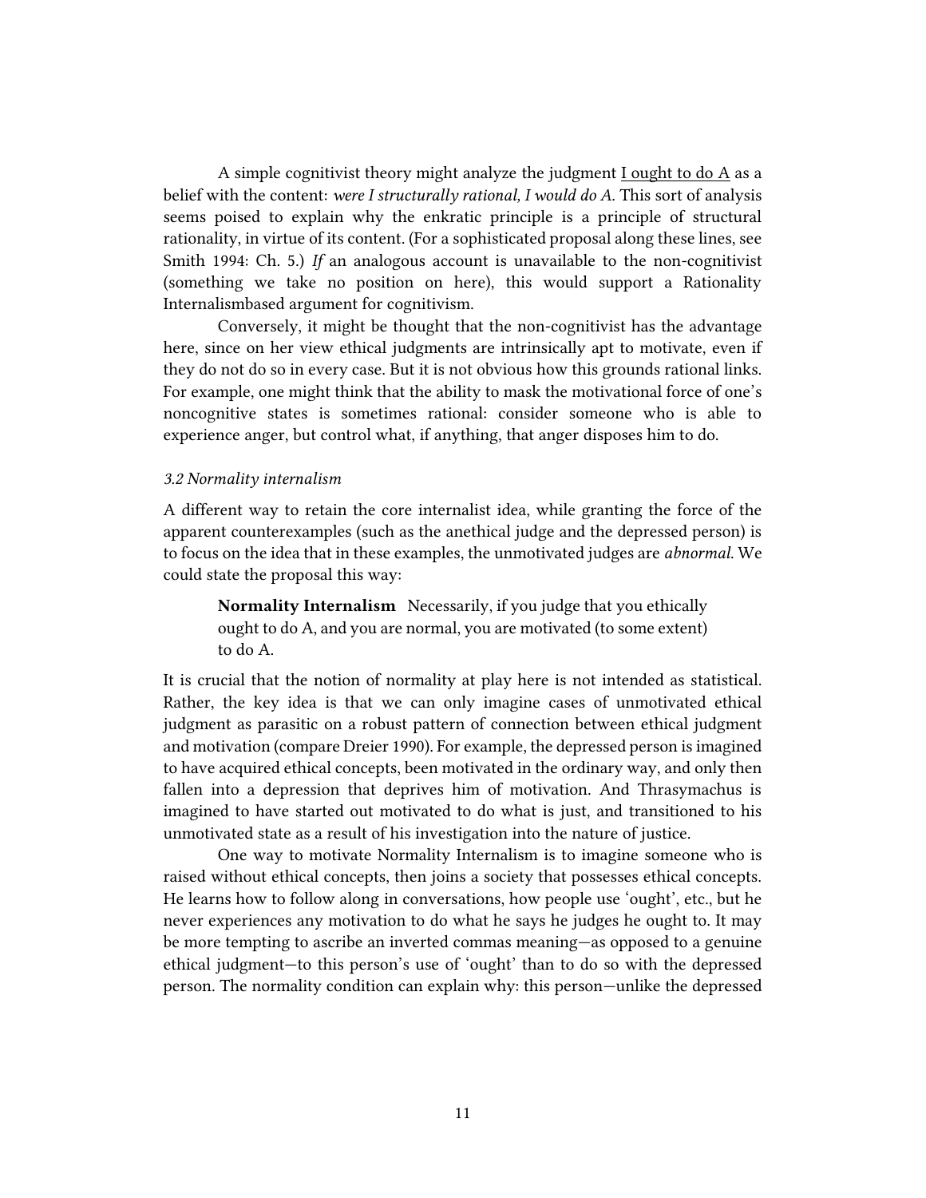A simple cognitivist theory might analyze the judgment <u>I ought to do A</u> as a belief with the content: *were I structurally rational, I would do A.* This sort of analysis seems poised to explain why the enkratic principle is a principle of structural rationality, in virtue of its content. (For a sophisticated proposal along these lines, see Smith 1994: Ch. 5.) *If* an analogous account is unavailable to the non-cognitivist (something we take no position on here), this would support a Rationality Internalismbased argument for cognitivism.

Conversely, it might be thought that the non-cognitivist has the advantage here, since on her view ethical judgments are intrinsically apt to motivate, even if they do not do so in every case. But it is not obvious how this grounds rational links. For example, one might think that the ability to mask the motivational force of one's noncognitive states is sometimes rational: consider someone who is able to experience anger, but control what, if anything, that anger disposes him to do.

### *3.2 Normality internalism*

A different way to retain the core internalist idea, while granting the force of the apparent counterexamples (such as the anethical judge and the depressed person) is to focus on the idea that in these examples, the unmotivated judges are *abnormal.* We could state the proposal this way:

> **Normality Internalism** Necessarily, if you judge that you ethically ought to do A, and you are normal, you are motivated (to some extent) to do A.

It is crucial that the notion of normality at play here is not intended as statistical. Rather, the key idea is that we can only imagine cases of unmotivated ethical judgment as parasitic on a robust pattern of connection between ethical judgment and motivation (compare Dreier 1990). For example, the depressed person is imagined to have acquired ethical concepts, been motivated in the ordinary way, and only then fallen into a depression that deprives him of motivation. And Thrasymachus is imagined to have started out motivated to do what is just, and transitioned to his unmotivated state as a result of his investigation into the nature of justice.

One way to motivate Normality Internalism is to imagine someone who is raised without ethical concepts, then joins a society that possesses ethical concepts. He learns how to follow along in conversations, how people use 'ought', etc., but he never experiences any motivation to do what he says he judges he ought to. It may be more tempting to ascribe an inverted commas meaning—as opposed to a genuine ethical judgment—to this person's use of 'ought' than to do so with the depressed person. The normality condition can explain why: this person—unlike the depressed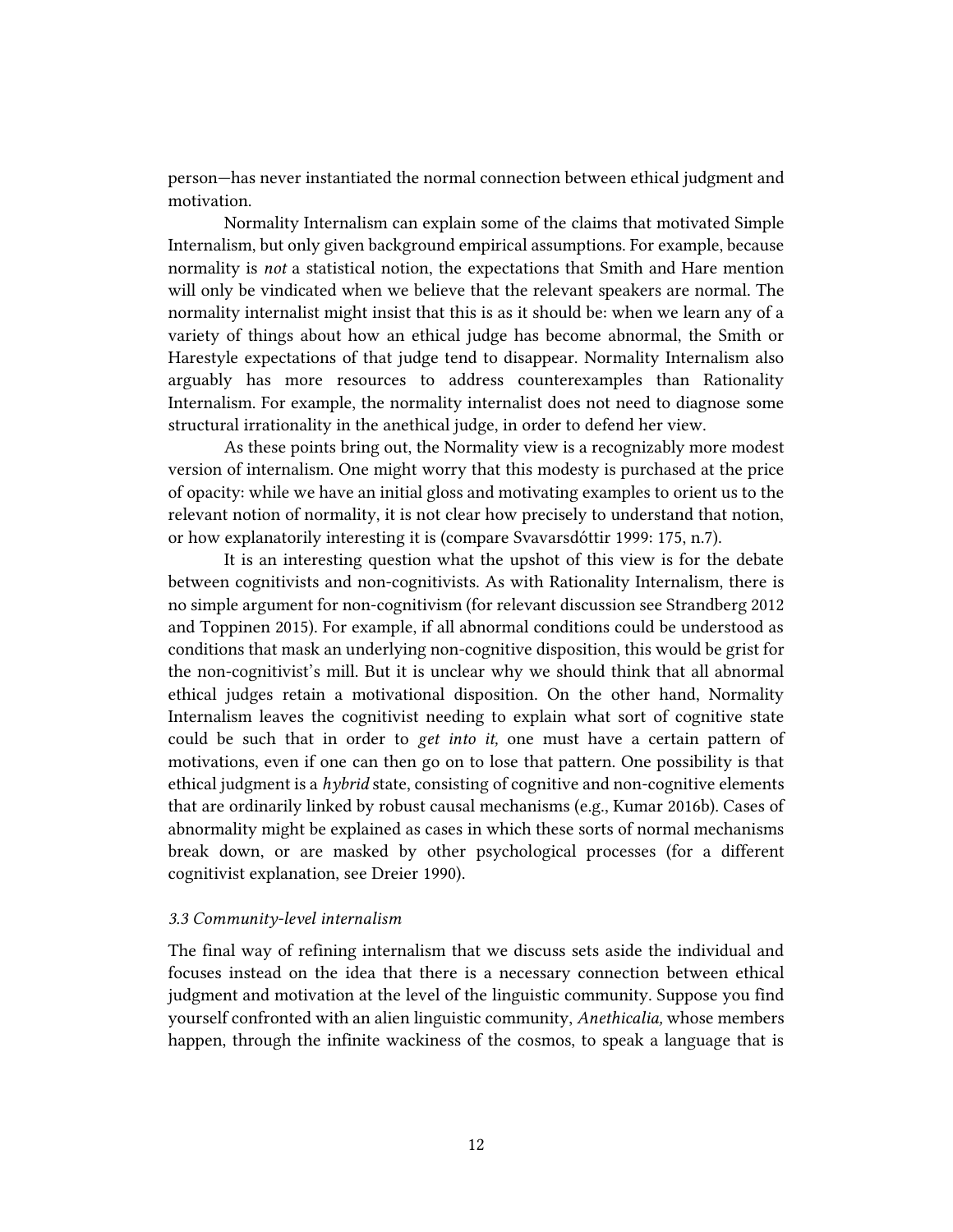person—has never instantiated the normal connection between ethical judgment and motivation.

Normality Internalism can explain some of the claims that motivated Simple Internalism, but only given background empirical assumptions. For example, because normality is *not* a statistical notion, the expectations that Smith and Hare mention will only be vindicated when we believe that the relevant speakers are normal. The normality internalist might insist that this is as it should be: when we learn any of a variety of things about how an ethical judge has become abnormal, the Smith or Harestyle expectations of that judge tend to disappear. Normality Internalism also arguably has more resources to address counterexamples than Rationality Internalism. For example, the normality internalist does not need to diagnose some structural irrationality in the anethical judge, in order to defend her view.

As these points bring out, the Normality view is a recognizably more modest version of internalism. One might worry that this modesty is purchased at the price of opacity: while we have an initial gloss and motivating examples to orient us to the relevant notion of normality, it is not clear how precisely to understand that notion, or how explanatorily interesting it is (compare Svavarsdóttir 1999: 175, n.7).

It is an interesting question what the upshot of this view is for the debate between cognitivists and non-cognitivists. As with Rationality Internalism, there is no simple argument for non-cognitivism (for relevant discussion see Strandberg 2012 and Toppinen 2015). For example, if all abnormal conditions could be understood as conditions that mask an underlying non-cognitive disposition, this would be grist for the non-cognitivist's mill. But it is unclear why we should think that all abnormal ethical judges retain a motivational disposition. On the other hand, Normality Internalism leaves the cognitivist needing to explain what sort of cognitive state could be such that in order to *get into it,* one must have a certain pattern of motivations, even if one can then go on to lose that pattern. One possibility is that ethical judgment is a *hybrid* state, consisting of cognitive and non-cognitive elements that are ordinarily linked by robust causal mechanisms (e.g., Kumar 2016b). Cases of abnormality might be explained as cases in which these sorts of normal mechanisms break down, or are masked by other psychological processes (for a different cognitivist explanation, see Dreier 1990).

### *3.3 Community-level internalism*

The final way of refining internalism that we discuss sets aside the individual and focuses instead on the idea that there is a necessary connection between ethical judgment and motivation at the level of the linguistic community. Suppose you find yourself confronted with an alien linguistic community, *Anethicalia,* whose members happen, through the infinite wackiness of the cosmos, to speak a language that is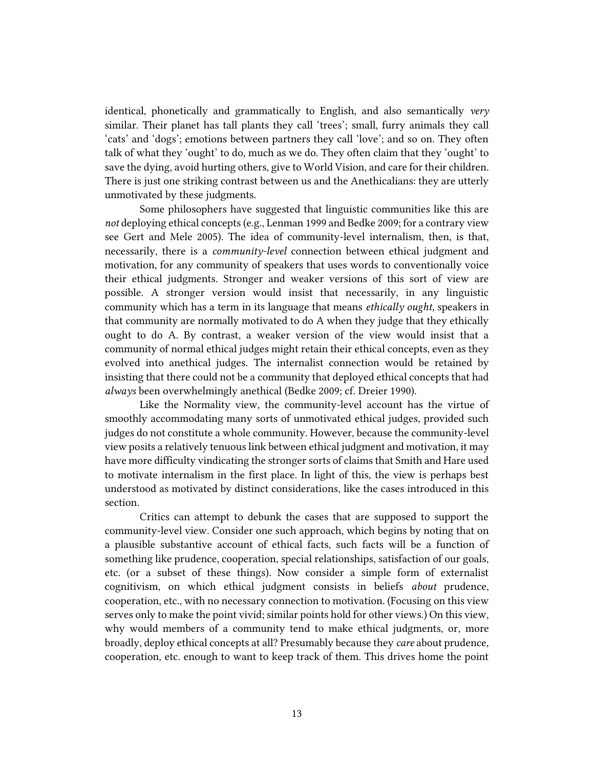identical, phonetically and grammatically to English, and also semantically *very* similar. Their planet has tall plants they call 'trees'; small, furry animals they call 'cats' and 'dogs'; emotions between partners they call 'love'; and so on. They often talk of what they 'ought' to do, much as we do. They often claim that they 'ought' to save the dying, avoid hurting others, give to World Vision, and care for their children. There is just one striking contrast between us and the Anethicalians: they are utterly unmotivated by these judgments.

Some philosophers have suggested that linguistic communities like this are *not* deploying ethical concepts (e.g., Lenman 1999 and Bedke 2009; for a contrary view see Gert and Mele 2005). The idea of community-level internalism, then, is that, necessarily, there is a *community-level* connection between ethical judgment and motivation, for any community of speakers that uses words to conventionally voice their ethical judgments. Stronger and weaker versions of this sort of view are possible. A stronger version would insist that necessarily, in any linguistic community which has a term in its language that means *ethically ought,* speakers in that community are normally motivated to do A when they judge that they ethically ought to do A. By contrast, a weaker version of the view would insist that a community of normal ethical judges might retain their ethical concepts, even as they evolved into anethical judges. The internalist connection would be retained by insisting that there could not be a community that deployed ethical concepts that had *always* been overwhelmingly anethical (Bedke 2009; cf. Dreier 1990).

Like the Normality view, the community-level account has the virtue of smoothly accommodating many sorts of unmotivated ethical judges, provided such judges do not constitute a whole community. However, because the community-level view posits a relatively tenuous link between ethical judgment and motivation, it may have more difficulty vindicating the stronger sorts of claims that Smith and Hare used to motivate internalism in the first place. In light of this, the view is perhaps best understood as motivated by distinct considerations, like the cases introduced in this section.

Critics can attempt to debunk the cases that are supposed to support the community-level view. Consider one such approach, which begins by noting that on a plausible substantive account of ethical facts, such facts will be a function of something like prudence, cooperation, special relationships, satisfaction of our goals, etc. (or a subset of these things). Now consider a simple form of externalist cognitivism, on which ethical judgment consists in beliefs *about* prudence, cooperation, etc., with no necessary connection to motivation. (Focusing on this view serves only to make the point vivid; similar points hold for other views.) On this view, why would members of a community tend to make ethical judgments, or, more broadly, deploy ethical concepts at all? Presumably because they *care* about prudence, cooperation, etc. enough to want to keep track of them. This drives home the point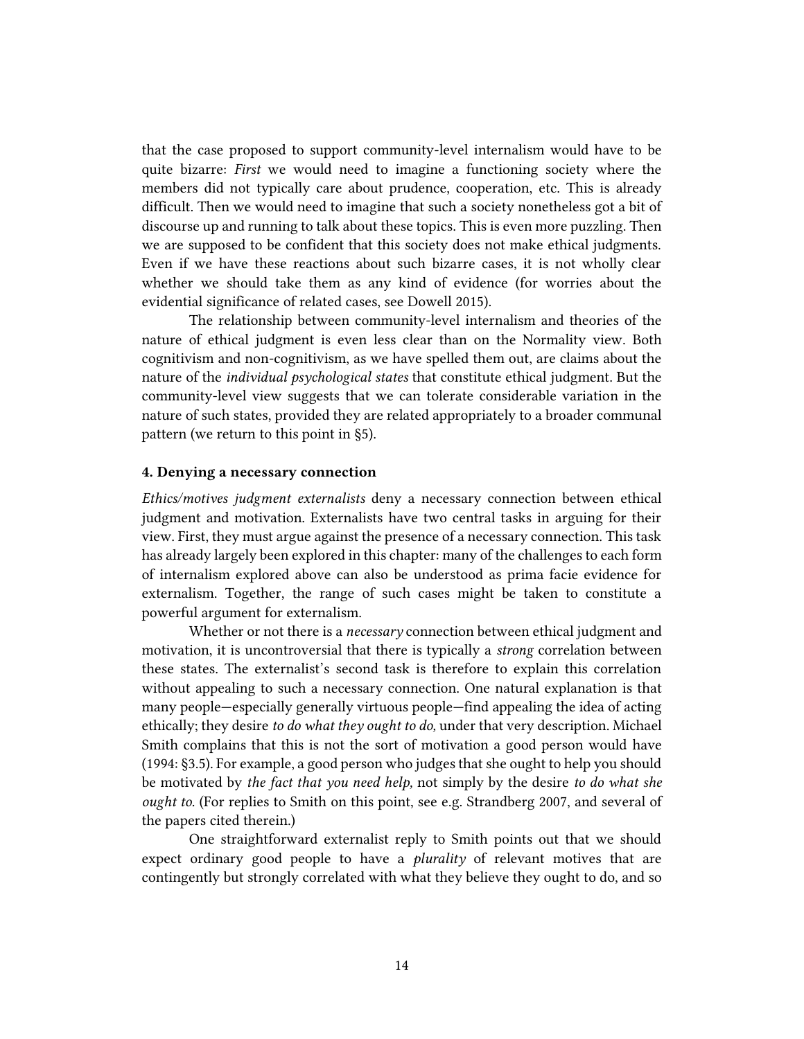that the case proposed to support community-level internalism would have to be quite bizarre: *First* we would need to imagine a functioning society where the members did not typically care about prudence, cooperation, etc. This is already difficult. Then we would need to imagine that such a society nonetheless got a bit of discourse up and running to talk about these topics. This is even more puzzling. Then we are supposed to be confident that this society does not make ethical judgments. Even if we have these reactions about such bizarre cases, it is not wholly clear whether we should take them as any kind of evidence (for worries about the evidential significance of related cases, see Dowell 2015).

The relationship between community-level internalism and theories of the nature of ethical judgment is even less clear than on the Normality view. Both cognitivism and non-cognitivism, as we have spelled them out, are claims about the nature of the *individual psychological states* that constitute ethical judgment. But the community-level view suggests that we can tolerate considerable variation in the nature of such states, provided they are related appropriately to a broader communal pattern (we return to this point in §5).

### 4. Denying a necessary connection

*Ethics/motives judgment externalists* deny a necessary connection between ethical judgment and motivation. Externalists have two central tasks in arguing for their view. First, they must argue against the presence of a necessary connection. This task has already largely been explored in this chapter: many of the challenges to each form of internalism explored above can also be understood as prima facie evidence for externalism. Together, the range of such cases might be taken to constitute a powerful argument for externalism.

Whether or not there is a *necessary* connection between ethical judgment and motivation, it is uncontroversial that there is typically a *strong* correlation between these states. The externalist's second task is therefore to explain this correlation without appealing to such a necessary connection. One natural explanation is that many people—especially generally virtuous people—find appealing the idea of acting ethically; they desire *to do what they ought to do,* under that very description. Michael Smith complains that this is not the sort of motivation a good person would have (1994: §3.5). For example, a good person who judges that she ought to help you should be motivated by *the fact that you need help,* not simply by the desire *to do what she ought to.* (For replies to Smith on this point, see e.g. Strandberg 2007, and several of the papers cited therein.)

One straightforward externalist reply to Smith points out that we should expect ordinary good people to have a *plurality* of relevant motives that are contingently but strongly correlated with what they believe they ought to do, and so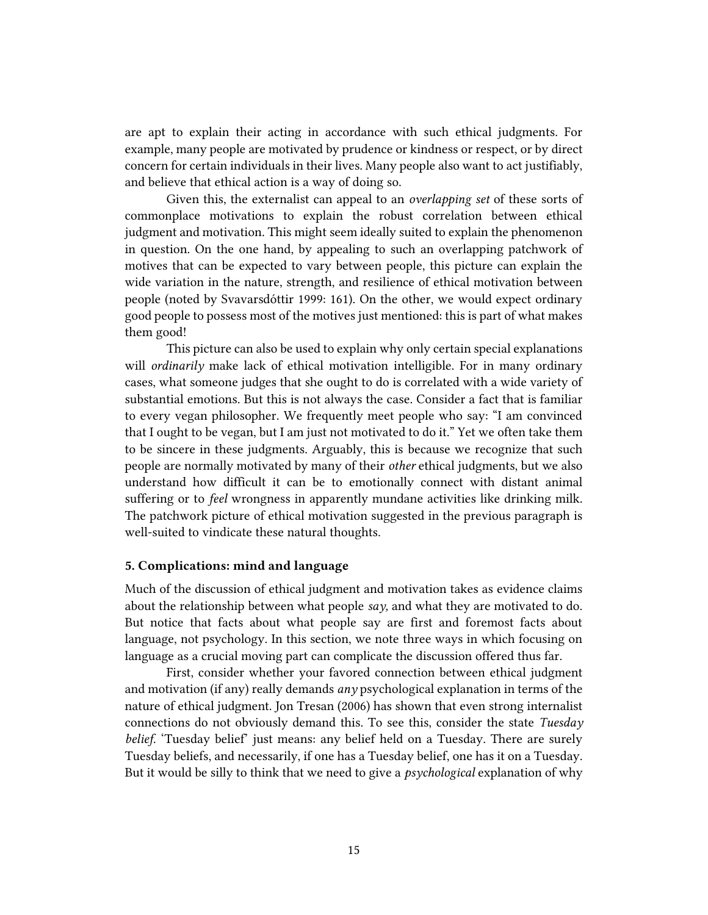are apt to explain their acting in accordance with such ethical judgments. For example, many people are motivated by prudence or kindness or respect, or by direct concern for certain individuals in their lives. Many people also want to act justifiably, and believe that ethical action is a way of doing so.

Given this, the externalist can appeal to an *overlapping set* of these sorts of commonplace motivations to explain the robust correlation between ethical judgment and motivation. This might seem ideally suited to explain the phenomenon in question. On the one hand, by appealing to such an overlapping patchwork of motives that can be expected to vary between people, this picture can explain the wide variation in the nature, strength, and resilience of ethical motivation between people (noted by Svavarsdóttir 1999: 161). On the other, we would expect ordinary good people to possess most of the motives just mentioned: this is part of what makes them good!

This picture can also be used to explain why only certain special explanations will *ordinarily* make lack of ethical motivation intelligible. For in many ordinary cases, what someone judges that she ought to do is correlated with a wide variety of substantial emotions. But this is not always the case. Consider a fact that is familiar to every vegan philosopher. We frequently meet people who say: "I am convinced that I ought to be vegan, but I am just not motivated to do it." Yet we often take them to be sincere in these judgments. Arguably, this is because we recognize that such people are normally motivated by many of their *other* ethical judgments, but we also understand how difficult it can be to emotionally connect with distant animal suffering or to *feel* wrongness in apparently mundane activities like drinking milk. The patchwork picture of ethical motivation suggested in the previous paragraph is well-suited to vindicate these natural thoughts.

### 5. Complications: mind and language

Much of the discussion of ethical judgment and motivation takes as evidence claims about the relationship between what people *say,* and what they are motivated to do. But notice that facts about what people say are first and foremost facts about language, not psychology. In this section, we note three ways in which focusing on language as a crucial moving part can complicate the discussion offered thus far.

First, consider whether your favored connection between ethical judgment and motivation (if any) really demands *any* psychological explanation in terms of the nature of ethical judgment. Jon Tresan (2006) has shown that even strong internalist connections do not obviously demand this. To see this, consider the state *Tuesday belief.* 'Tuesday belief' just means: any belief held on a Tuesday. There are surely Tuesday beliefs, and necessarily, if one has a Tuesday belief, one has it on a Tuesday. But it would be silly to think that we need to give a *psychological* explanation of why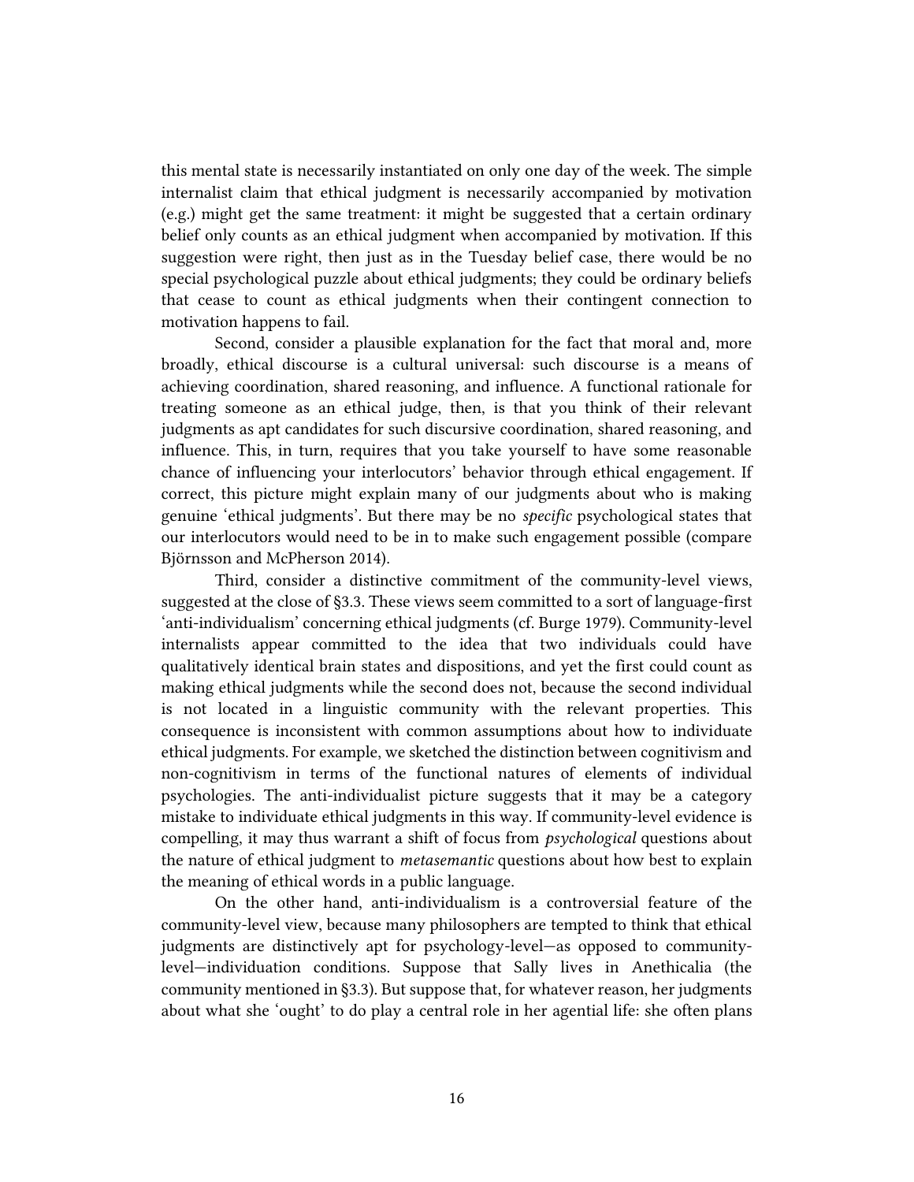this mental state is necessarily instantiated on only one day of the week. The simple internalist claim that ethical judgment is necessarily accompanied by motivation (e.g.) might get the same treatment: it might be suggested that a certain ordinary belief only counts as an ethical judgment when accompanied by motivation. If this suggestion were right, then just as in the Tuesday belief case, there would be no special psychological puzzle about ethical judgments; they could be ordinary beliefs that cease to count as ethical judgments when their contingent connection to motivation happens to fail.

Second, consider a plausible explanation for the fact that moral and, more broadly, ethical discourse is a cultural universal: such discourse is a means of achieving coordination, shared reasoning, and influence. A functional rationale for treating someone as an ethical judge, then, is that you think of their relevant judgments as apt candidates for such discursive coordination, shared reasoning, and influence. This, in turn, requires that you take yourself to have some reasonable chance of influencing your interlocutors' behavior through ethical engagement. If correct, this picture might explain many of our judgments about who is making genuine 'ethical judgments'. But there may be no *specific* psychological states that our interlocutors would need to be in to make such engagement possible (compare Björnsson and McPherson 2014).

Third, consider a distinctive commitment of the community-level views, suggested at the close of §3.3. These views seem committed to a sort of language-first 'anti-individualism' concerning ethical judgments (cf. Burge 1979). Community-level internalists appear committed to the idea that two individuals could have qualitatively identical brain states and dispositions, and yet the first could count as making ethical judgments while the second does not, because the second individual is not located in a linguistic community with the relevant properties. This consequence is inconsistent with common assumptions about how to individuate ethical judgments. For example, we sketched the distinction between cognitivism and non-cognitivism in terms of the functional natures of elements of individual psychologies. The anti-individualist picture suggests that it may be a category mistake to individuate ethical judgments in this way. If community-level evidence is compelling, it may thus warrant a shift of focus from *psychological* questions about the nature of ethical judgment to *metasemantic* questions about how best to explain the meaning of ethical words in a public language.

On the other hand, anti-individualism is a controversial feature of the community-level view, because many philosophers are tempted to think that ethical judgments are distinctively apt for psychology-level—as opposed to community-level—individuation conditions. Suppose that Sally lives in Anethicalia (the community mentioned in §3.3). But suppose that, for whatever reason, her judgments about what she 'ought' to do play a central role in her agential life: she often plans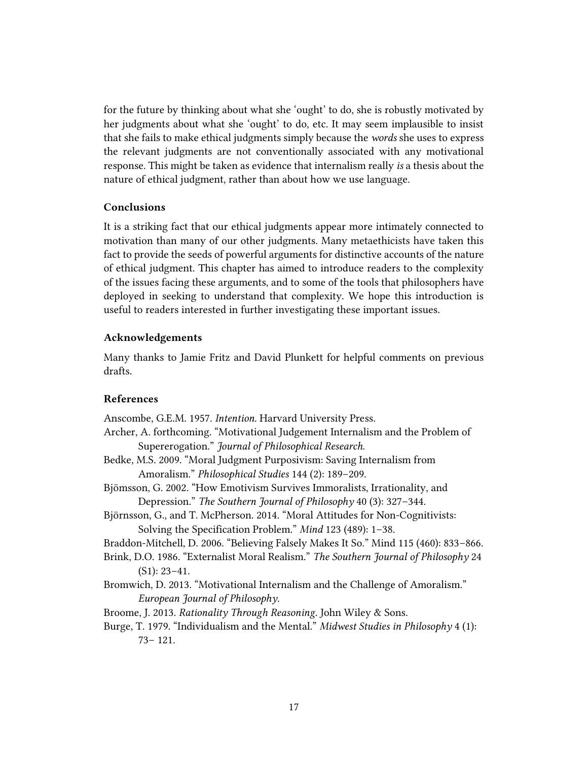for the future by thinking about what she 'ought' to do, she is robustly motivated by her judgments about what she 'ought' to do, etc. It may seem implausible to insist that she fails to make ethical judgments simply because the *words* she uses to express the relevant judgments are not conventionally associated with any motivational response. This might be taken as evidence that internalism really *is* a thesis about the nature of ethical judgment, rather than about how we use language.

### Conclusions

It is a striking fact that our ethical judgments appear more intimately connected to motivation than many of our other judgments. Many metaethicists have taken this fact to provide the seeds of powerful arguments for distinctive accounts of the nature of ethical judgment. This chapter has aimed to introduce readers to the complexity of the issues facing these arguments, and to some of the tools that philosophers have deployed in seeking to understand that complexity. We hope this introduction is useful to readers interested in further investigating these important issues.

### Acknowledgements

Many thanks to Jamie Fritz and David Plunkett for helpful comments on previous drafts.

### References

Anscombe, G.E.M. 1957. *Intention.* Harvard University Press.

Archer, A. forthcoming. "Motivational Judgement Internalism and the Problem of Supererogation." *Journal of Philosophical Research.*

Bedke, M.S. 2009. "Moral Judgment Purposivism: Saving Internalism from Amoralism." *Philosophical Studies* 144 (2): 189–209.

Bjömsson, G. 2002. "How Emotivism Survives Immoralists, Irrationality, and Depression." *The Southern Journal of Philosophy* 40 (3): 327–344.

Björnsson, G., and T. McPherson. 2014. "Moral Attitudes for Non-Cognitivists: Solving the Specification Problem." *Mind* 123 (489): 1–38.

Braddon-Mitchell, D. 2006. "Believing Falsely Makes It So." Mind 115 (460): 833–866.

Brink, D.O. 1986. "Externalist Moral Realism." *The Southern Journal of Philosophy* 24 (S1): 23–41.

Bromwich, D. 2013. "Motivational Internalism and the Challenge of Amoralism." *European Journal of Philosophy.*

Broome, J. 2013. *Rationality Through Reasoning.* John Wiley & Sons.

Burge, T. 1979. "Individualism and the Mental." *Midwest Studies in Philosophy* 4 (1): 73– 121.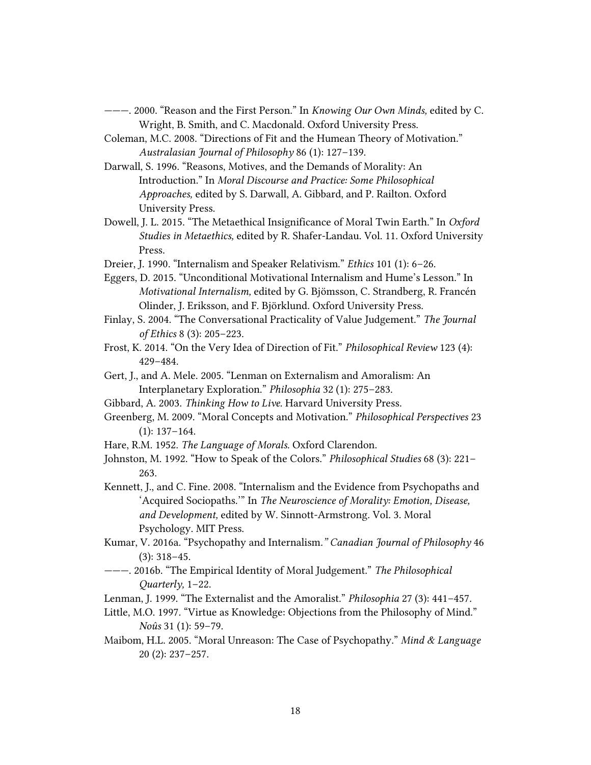———. 2000. “Reason and the First Person.” In *Knowing Our Own Minds,* edited by C. Wright, B. Smith, and C. Macdonald. Oxford University Press.

Coleman, M.C. 2008. “Directions of Fit and the Humean Theory of Motivation.” *Australasian Journal of Philosophy* 86 (1): 127–139.

Darwall, S. 1996. “Reasons, Motives, and the Demands of Morality: An Introduction.” In *Moral Discourse and Practice: Some Philosophical Approaches,* edited by S. Darwall, A. Gibbard, and P. Railton. Oxford University Press.

Dowell, J. L. 2015. “The Metaethical Insignificance of Moral Twin Earth.” In *Oxford Studies in Metaethics,* edited by R. Shafer-Landau. Vol. 11. Oxford University Press.

Dreier, J. 1990. “Internalism and Speaker Relativism.” *Ethics* 101 (1): 6–26.

Eggers, D. 2015. “Unconditional Motivational Internalism and Hume’s Lesson.” In *Motivational Internalism,* edited by G. Björnsson, C. Strandberg, R. Francén Olinder, J. Eriksson, and F. Björklund. Oxford University Press.

Finlay, S. 2004. “The Conversational Practicality of Value Judgement.” *The Journal of Ethics* 8 (3): 205–223.

Frost, K. 2014. “On the Very Idea of Direction of Fit.” *Philosophical Review* 123 (4): 429–484.

Gert, J., and A. Mele. 2005. “Lenman on Externalism and Amoralism: An Interplanetary Exploration.” *Philosophia* 32 (1): 275–283.

Gibbard, A. 2003. *Thinking How to Live.* Harvard University Press.

Greenberg, M. 2009. “Moral Concepts and Motivation.” *Philosophical Perspectives* 23 (1): 137–164.

Hare, R.M. 1952. *The Language of Morals.* Oxford Clarendon.

Johnston, M. 1992. “How to Speak of the Colors.” *Philosophical Studies* 68 (3): 221–263.

Kennett, J., and C. Fine. 2008. “Internalism and the Evidence from Psychopaths and ‘Acquired Sociopaths.’” In *The Neuroscience of Morality: Emotion, Disease, and Development,* edited by W. Sinnott-Armstrong. Vol. 3. Moral Psychology. MIT Press.

Kumar, V. 2016a. “Psychopathy and Internalism.” *Canadian Journal of Philosophy* 46 (3): 318–45.

———. 2016b. “The Empirical Identity of Moral Judgement.” *The Philosophical Quarterly,* 1–22.

Lenman, J. 1999. “The Externalist and the Amoralist.” *Philosophia* 27 (3): 441–457.

Little, M.O. 1997. “Virtue as Knowledge: Objections from the Philosophy of Mind.” *Noûs* 31 (1): 59–79.

Maibom, H.L. 2005. “Moral Unreason: The Case of Psychopathy.” *Mind & Language* 20 (2): 237–257.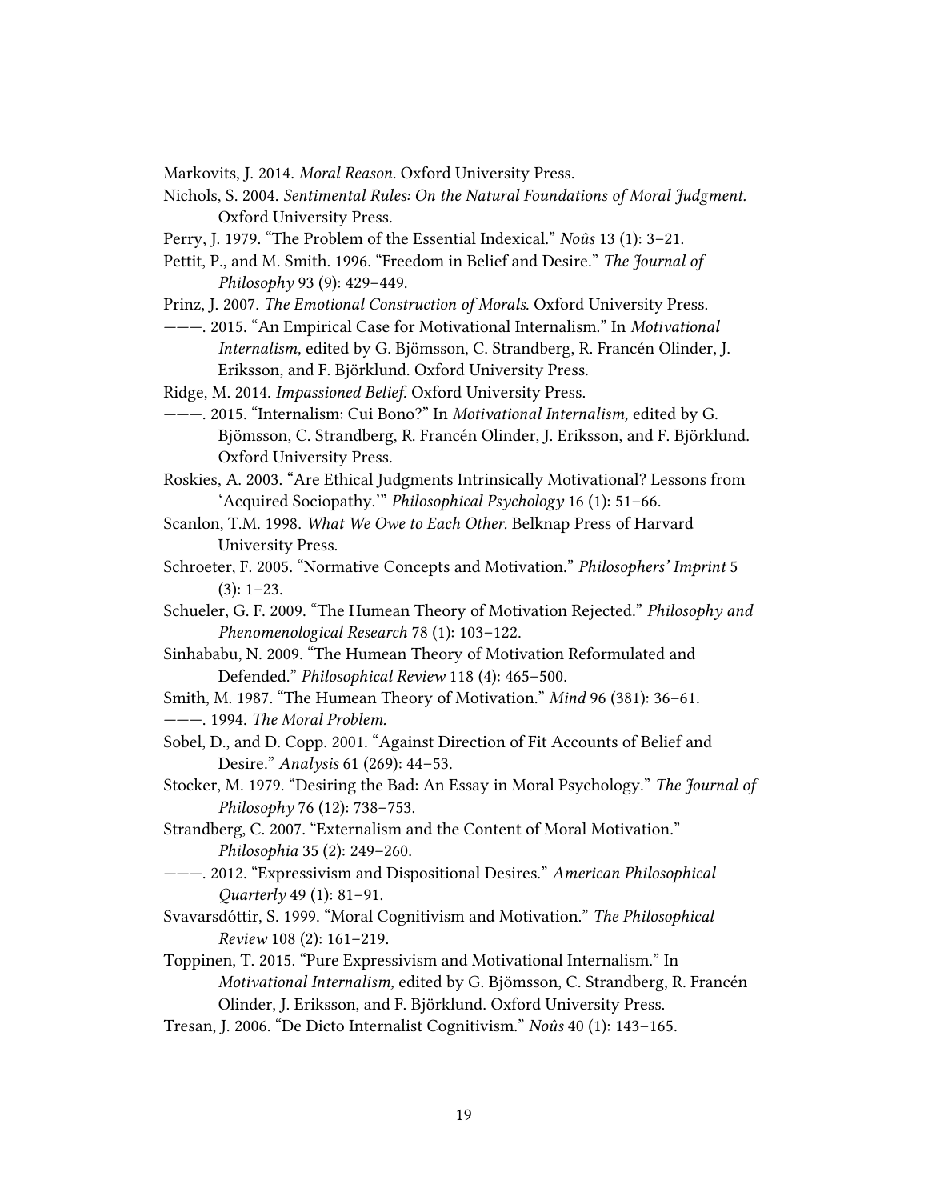Markovits, J. 2014. *Moral Reason.* Oxford University Press.

Nichols, S. 2004. *Sentimental Rules: On the Natural Foundations of Moral Judgment.* Oxford University Press.

Perry, J. 1979. "The Problem of the Essential Indexical." *Noûs* 13 (1): 3–21.

Pettit, P., and M. Smith. 1996. "Freedom in Belief and Desire." *The Journal of Philosophy* 93 (9): 429–449.

Prinz, J. 2007. *The Emotional Construction of Morals.* Oxford University Press.

———. 2015. "An Empirical Case for Motivational Internalism." In *Motivational Internalism,* edited by G. Bjömsson, C. Strandberg, R. Francén Olinder, J. Eriksson, and F. Björklund. Oxford University Press.

Ridge, M. 2014. *Impassioned Belief.* Oxford University Press.

———. 2015. "Internalism: Cui Bono?" In *Motivational Internalism,* edited by G. Bjömsson, C. Strandberg, R. Francén Olinder, J. Eriksson, and F. Björklund. Oxford University Press.

Roskies, A. 2003. "Are Ethical Judgments Intrinsically Motivational? Lessons from 'Acquired Sociopathy.'" *Philosophical Psychology* 16 (1): 51–66.

Scanlon, T.M. 1998. *What We Owe to Each Other.* Belknap Press of Harvard University Press.

Schroeter, F. 2005. "Normative Concepts and Motivation." *Philosophers' Imprint* 5 (3): 1–23.

Schueler, G. F. 2009. "The Humean Theory of Motivation Rejected." *Philosophy and Phenomenological Research* 78 (1): 103–122.

Sinhababu, N. 2009. "The Humean Theory of Motivation Reformulated and Defended." *Philosophical Review* 118 (4): 465–500.

Smith, M. 1987. "The Humean Theory of Motivation." *Mind* 96 (381): 36–61.

———. 1994. *The Moral Problem.*

Sobel, D., and D. Copp. 2001. "Against Direction of Fit Accounts of Belief and Desire." *Analysis* 61 (269): 44–53.

Stocker, M. 1979. "Desiring the Bad: An Essay in Moral Psychology." *The Journal of Philosophy* 76 (12): 738–753.

Strandberg, C. 2007. "Externalism and the Content of Moral Motivation." *Philosophia* 35 (2): 249–260.

———. 2012. "Expressivism and Dispositional Desires." *American Philosophical Quarterly* 49 (1): 81–91.

Svavarsdóttir, S. 1999. "Moral Cognitivism and Motivation." *The Philosophical Review* 108 (2): 161–219.

Toppinen, T. 2015. "Pure Expressivism and Motivational Internalism." In *Motivational Internalism,* edited by G. Bjömsson, C. Strandberg, R. Francén Olinder, J. Eriksson, and F. Björklund. Oxford University Press.

Tresan, J. 2006. "De Dicto Internalist Cognitivism." *Noûs* 40 (1): 143–165.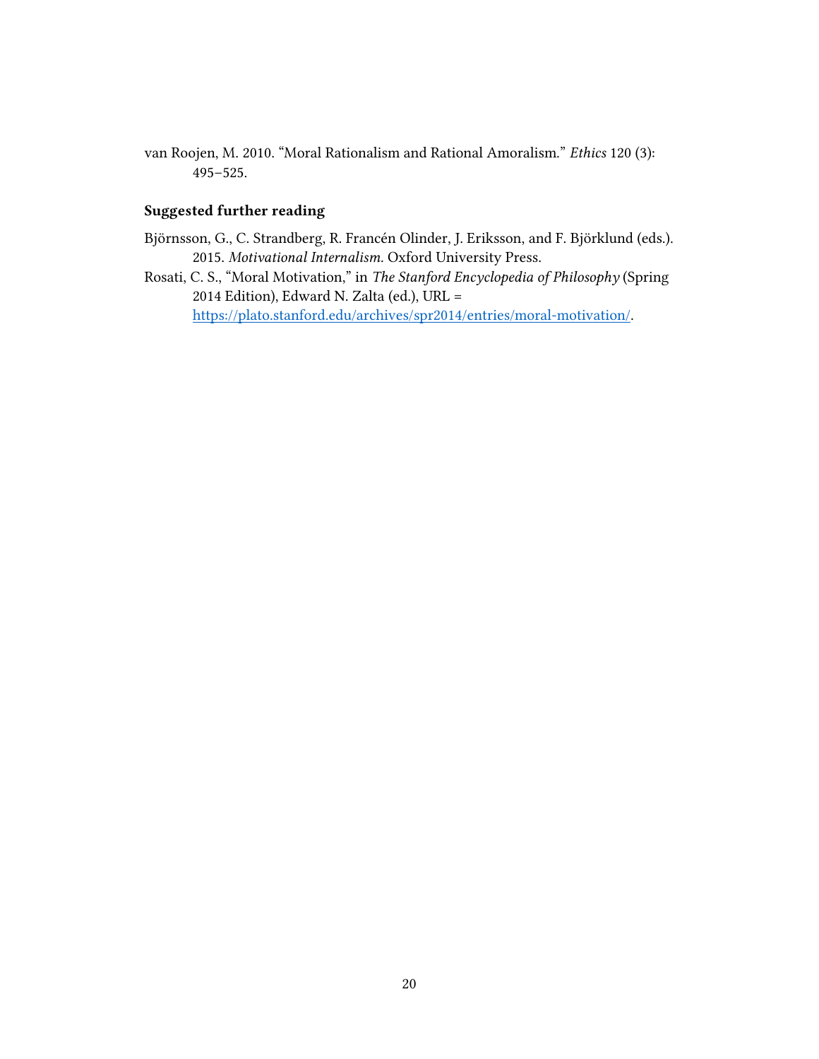van Roojen, M. 2010. “Moral Rationalism and Rational Amoralism.” *Ethics* 120 (3): 495–525.

### Suggested further reading

Björnsson, G., C. Strandberg, R. Francén Olinder, J. Eriksson, and F. Björklund (eds.). 2015. *Motivational Internalism*. Oxford University Press.

Rosati, C. S., “Moral Motivation,” in *The Stanford Encyclopedia of Philosophy* (Spring 2014 Edition), Edward N. Zalta (ed.), URL = https://plato.stanford.edu/archives/spr2014/entries/moral-motivation/.